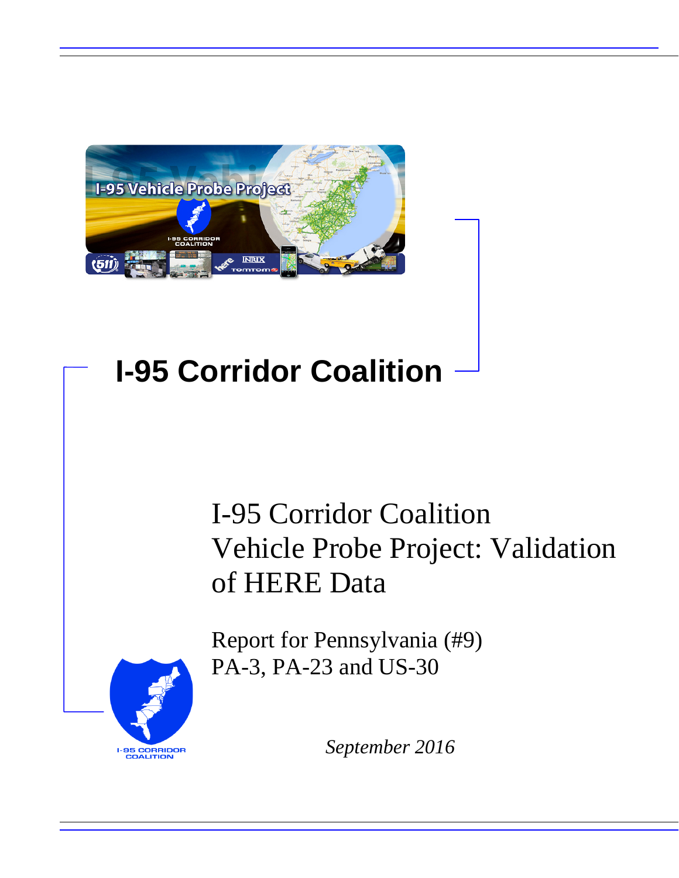# I-95 Corridor Coalition

## I-95 Corridor Coalition Vehicle Probe Project: Validation of HERE Data

Report for Pennsylvania (#9)
PA-3, PA-23 and US-30

*September 2016*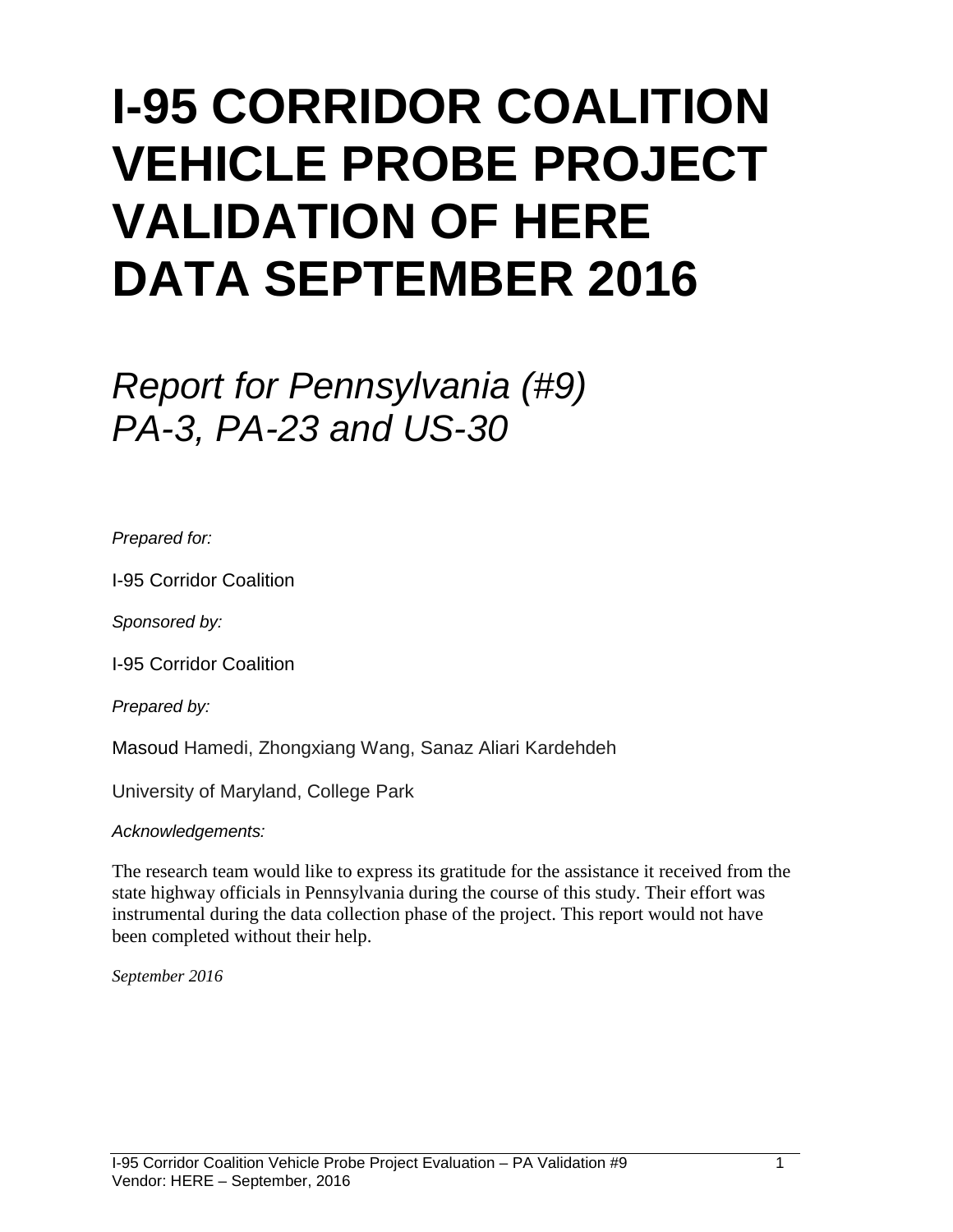# I-95 CORRIDOR COALITION VEHICLE PROBE PROJECT VALIDATION OF HERE DATA SEPTEMBER 2016

## *Report for Pennsylvania (#9) PA-3, PA-23 and US-30*

*Prepared for:*

I-95 Corridor Coalition

*Sponsored by:*

I-95 Corridor Coalition

*Prepared by:*

Masoud Hamedi, Zhongxiang Wang, Sanaz Aliari Kardehdeh

University of Maryland, College Park

*Acknowledgements:*

The research team would like to express its gratitude for the assistance it received from the state highway officials in Pennsylvania during the course of this study. Their effort was instrumental during the data collection phase of the project. This report would not have been completed without their help.

*September 2016*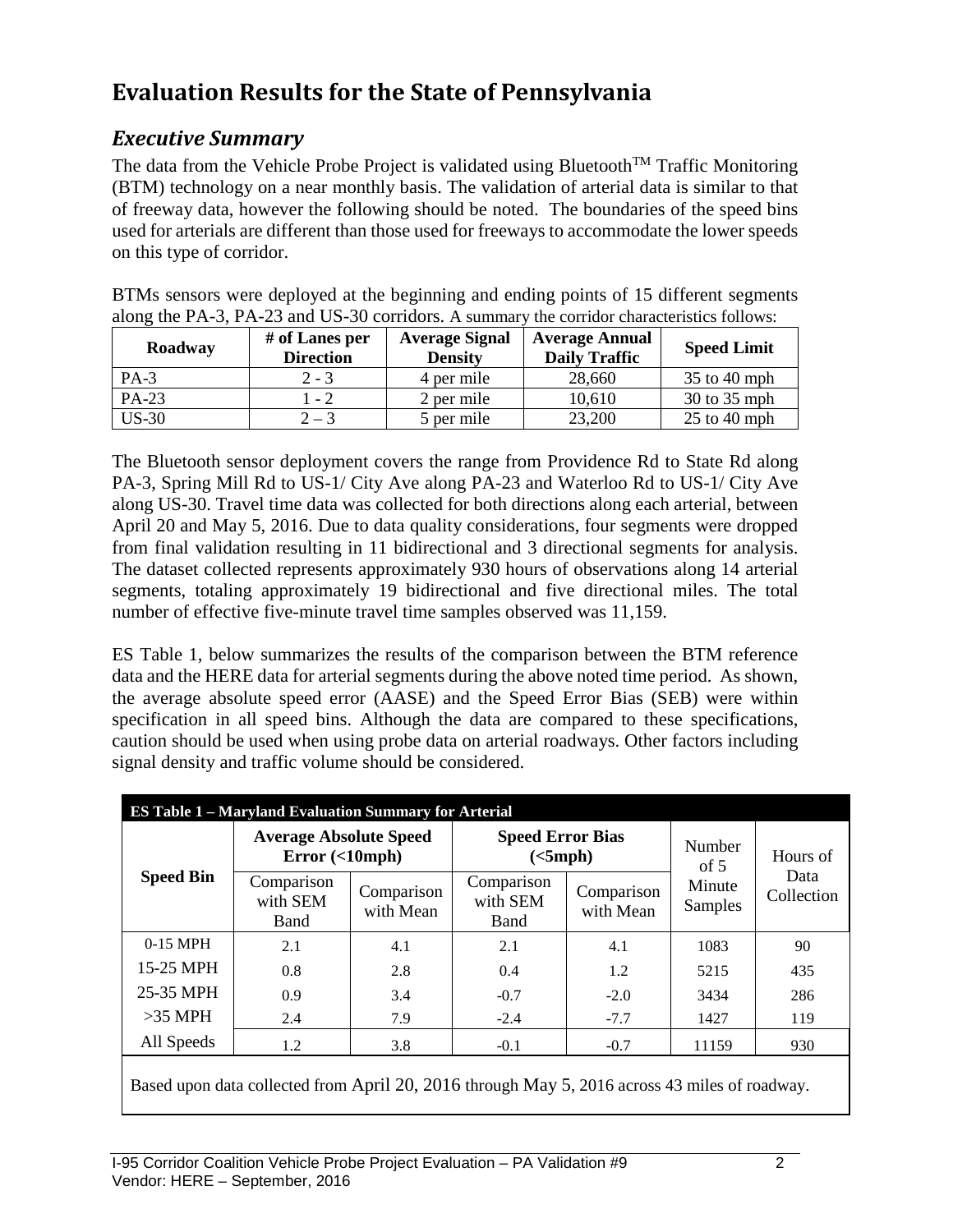# Evaluation Results for the State of Pennsylvania

## *Executive Summary*

The data from the Vehicle Probe Project is validated using Bluetooth™ Traffic Monitoring (BTM) technology on a near monthly basis. The validation of arterial data is similar to that of freeway data, however the following should be noted. The boundaries of the speed bins used for arterials are different than those used for freeways to accommodate the lower speeds on this type of corridor.

BTMs sensors were deployed at the beginning and ending points of 15 different segments along the PA-3, PA-23 and US-30 corridors. A summary the corridor characteristics follows:

| Roadway | # of Lanes per Direction | Average Signal Density | Average Annual Daily Traffic | Speed Limit |
|---|---|---|---|---|
| PA-3 | 2 - 3 | 4 per mile | 28,660 | 35 to 40 mph |
| PA-23 | 1 - 2 | 2 per mile | 10,610 | 30 to 35 mph |
| US-30 | 2 – 3 | 5 per mile | 23,200 | 25 to 40 mph |

The Bluetooth sensor deployment covers the range from Providence Rd to State Rd along PA-3, Spring Mill Rd to US-1/ City Ave along PA-23 and Waterloo Rd to US-1/ City Ave along US-30. Travel time data was collected for both directions along each arterial, between April 20 and May 5, 2016. Due to data quality considerations, four segments were dropped from final validation resulting in 11 bidirectional and 3 directional segments for analysis. The dataset collected represents approximately 930 hours of observations along 14 arterial segments, totaling approximately 19 bidirectional and five directional miles. The total number of effective five-minute travel time samples observed was 11,159.

ES Table 1, below summarizes the results of the comparison between the BTM reference data and the HERE data for arterial segments during the above noted time period. As shown, the average absolute speed error (AASE) and the Speed Error Bias (SEB) were within specification in all speed bins. Although the data are compared to these specifications, caution should be used when using probe data on arterial roadways. Other factors including signal density and traffic volume should be considered.

**ES Table 1 – Maryland Evaluation Summary for Arterial**

| Speed Bin | Average Absolute Speed Error (<10mph) | | Speed Error Bias (<5mph) | | Number of 5 Minute Samples | Hours of Data Collection |
|---|---|---|---|---|---|---|
| | Comparison with SEM Band | Comparison with Mean | Comparison with SEM Band | Comparison with Mean | | |
| 0-15 MPH | 2.1 | 4.1 | 2.1 | 4.1 | 1083 | 90 |
| 15-25 MPH | 0.8 | 2.8 | 0.4 | 1.2 | 5215 | 435 |
| 25-35 MPH | 0.9 | 3.4 | -0.7 | -2.0 | 3434 | 286 |
| >35 MPH | 2.4 | 7.9 | -2.4 | -7.7 | 1427 | 119 |
| All Speeds | 1.2 | 3.8 | -0.1 | -0.7 | 11159 | 930 |

Based upon data collected from April 20, 2016 through May 5, 2016 across 43 miles of roadway.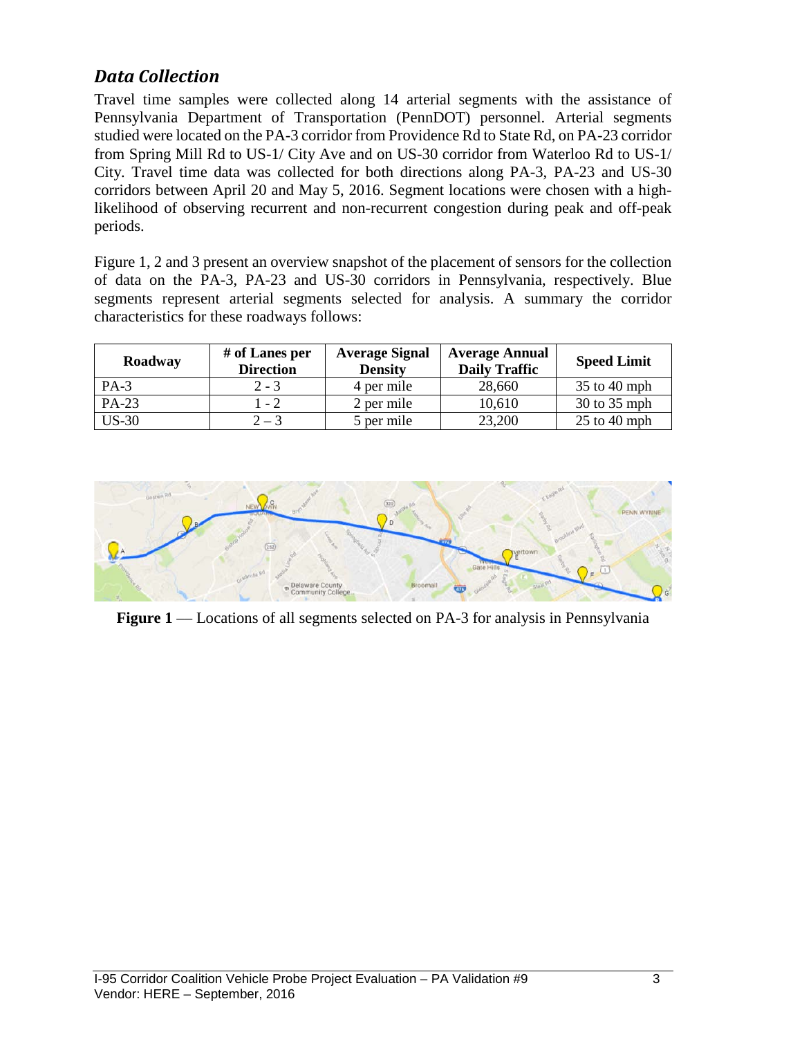## *Data Collection*

Travel time samples were collected along 14 arterial segments with the assistance of Pennsylvania Department of Transportation (PennDOT) personnel. Arterial segments studied were located on the PA-3 corridor from Providence Rd to State Rd, on PA-23 corridor from Spring Mill Rd to US-1/ City Ave and on US-30 corridor from Waterloo Rd to US-1/ City. Travel time data was collected for both directions along PA-3, PA-23 and US-30 corridors between April 20 and May 5, 2016. Segment locations were chosen with a high-likelihood of observing recurrent and non-recurrent congestion during peak and off-peak periods.

Figure 1, 2 and 3 present an overview snapshot of the placement of sensors for the collection of data on the PA-3, PA-23 and US-30 corridors in Pennsylvania, respectively. Blue segments represent arterial segments selected for analysis. A summary the corridor characteristics for these roadways follows:

| Roadway | # of Lanes per Direction | Average Signal Density | Average Annual Daily Traffic | Speed Limit |
|---|---|---|---|---|
| PA-3 | 2 - 3 | 4 per mile | 28,660 | 35 to 40 mph |
| PA-23 | 1 - 2 | 2 per mile | 10,610 | 30 to 35 mph |
| US-30 | 2 – 3 | 5 per mile | 23,200 | 25 to 40 mph |

**Figure 1** — Locations of all segments selected on PA-3 for analysis in Pennsylvania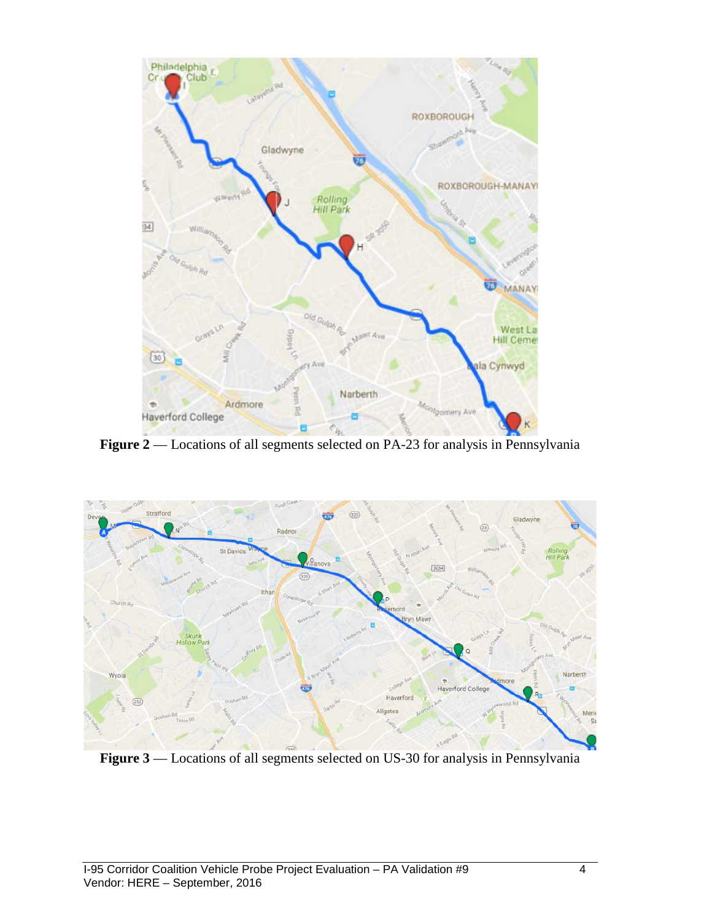**Figure 2** — Locations of all segments selected on PA-23 for analysis in Pennsylvania

**Figure 3** — Locations of all segments selected on US-30 for analysis in Pennsylvania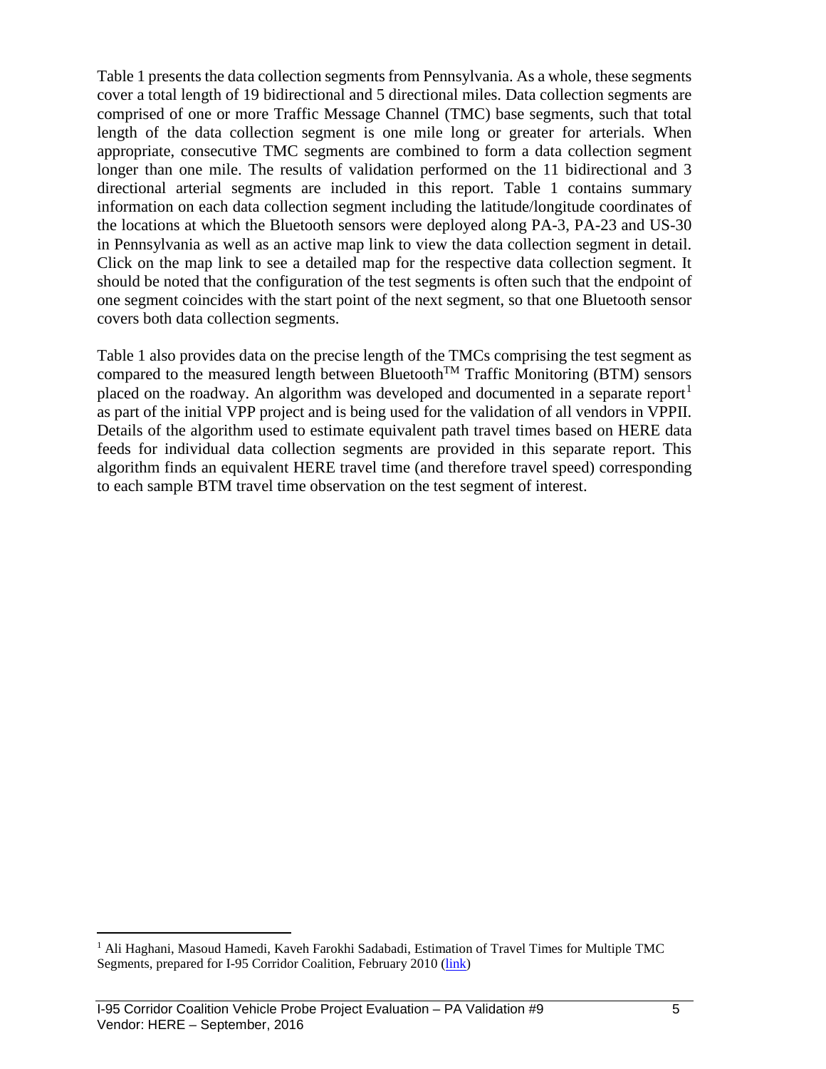Table 1 presents the data collection segments from Pennsylvania. As a whole, these segments cover a total length of 19 bidirectional and 5 directional miles. Data collection segments are comprised of one or more Traffic Message Channel (TMC) base segments, such that total length of the data collection segment is one mile long or greater for arterials. When appropriate, consecutive TMC segments are combined to form a data collection segment longer than one mile. The results of validation performed on the 11 bidirectional and 3 directional arterial segments are included in this report. Table 1 contains summary information on each data collection segment including the latitude/longitude coordinates of the locations at which the Bluetooth sensors were deployed along PA-3, PA-23 and US-30 in Pennsylvania as well as an active map link to view the data collection segment in detail. Click on the map link to see a detailed map for the respective data collection segment. It should be noted that the configuration of the test segments is often such that the endpoint of one segment coincides with the start point of the next segment, so that one Bluetooth sensor covers both data collection segments.

Table 1 also provides data on the precise length of the TMCs comprising the test segment as compared to the measured length between Bluetooth™ Traffic Monitoring (BTM) sensors placed on the roadway. An algorithm was developed and documented in a separate report[1] as part of the initial VPP project and is being used for the validation of all vendors in VPPII. Details of the algorithm used to estimate equivalent path travel times based on HERE data feeds for individual data collection segments are provided in this separate report. This algorithm finds an equivalent HERE travel time (and therefore travel speed) corresponding to each sample BTM travel time observation on the test segment of interest.

[1] Ali Haghani, Masoud Hamedi, Kaveh Farokhi Sadabadi, Estimation of Travel Times for Multiple TMC Segments, prepared for I-95 Corridor Coalition, February 2010 (link)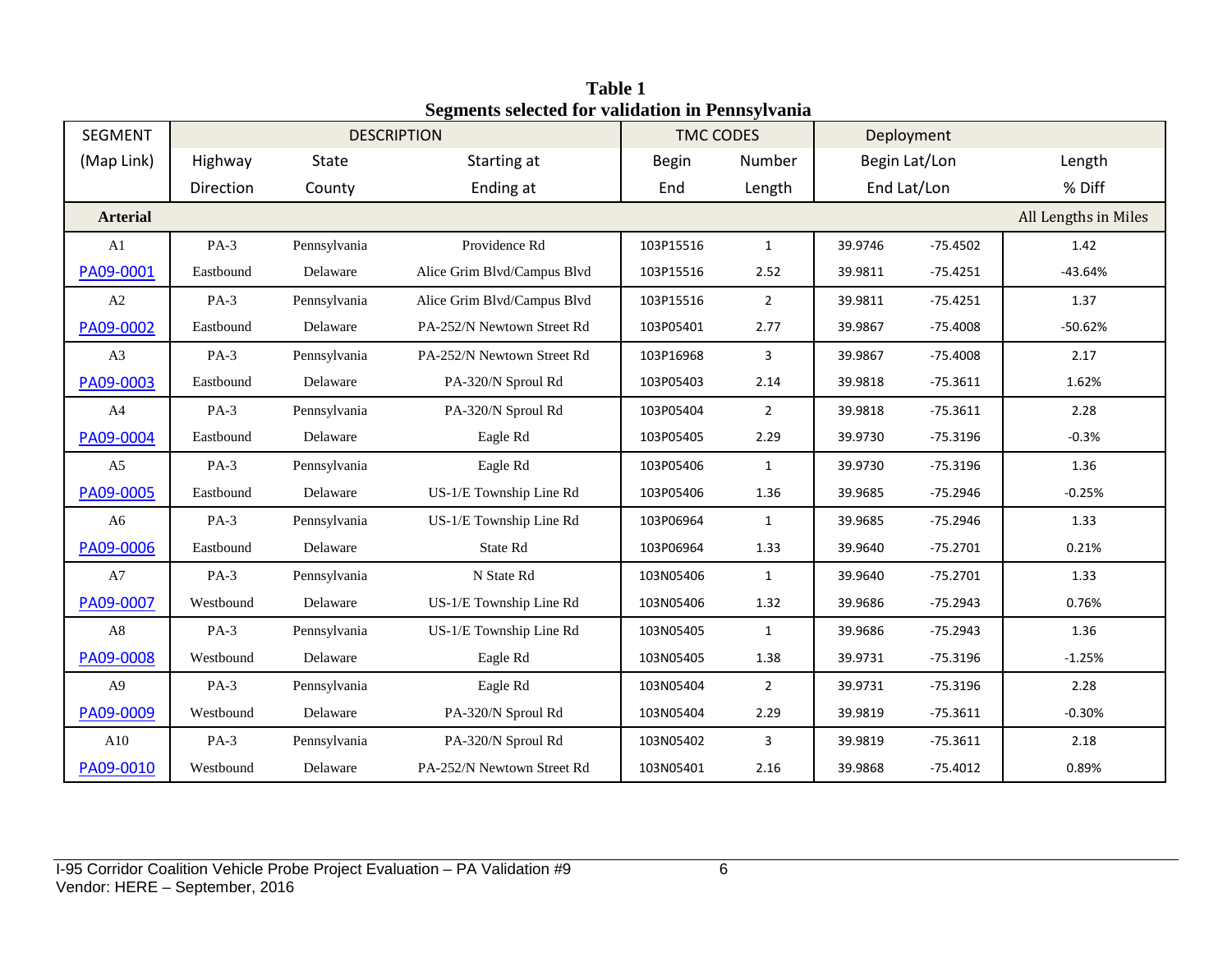**Table 1**
**Segments selected for validation in Pennsylvania**

| SEGMENT | DESCRIPTION | | | TMC CODES | | Deployment | | |
|---|---|---|---|---|---|---|---|---|
| (Map Link) | Highway | State | Starting at | Begin | Number | Begin Lat/Lon | | Length |
| | Direction | County | Ending at | End | Length | End Lat/Lon | | % Diff |
| **Arterial** | | | | | | | | All Lengths in Miles |
| A1 | PA-3 | Pennsylvania | Providence Rd | 103P15516 | 1 | 39.9746 | -75.4502 | 1.42 |
| PA09-0001 | Eastbound | Delaware | Alice Grim Blvd/Campus Blvd | 103P15516 | 2.52 | 39.9811 | -75.4251 | -43.64% |
| A2 | PA-3 | Pennsylvania | Alice Grim Blvd/Campus Blvd | 103P15516 | 2 | 39.9811 | -75.4251 | 1.37 |
| PA09-0002 | Eastbound | Delaware | PA-252/N Newtown Street Rd | 103P05401 | 2.77 | 39.9867 | -75.4008 | -50.62% |
| A3 | PA-3 | Pennsylvania | PA-252/N Newtown Street Rd | 103P16968 | 3 | 39.9867 | -75.4008 | 2.17 |
| PA09-0003 | Eastbound | Delaware | PA-320/N Sproul Rd | 103P05403 | 2.14 | 39.9818 | -75.3611 | 1.62% |
| A4 | PA-3 | Pennsylvania | PA-320/N Sproul Rd | 103P05404 | 2 | 39.9818 | -75.3611 | 2.28 |
| PA09-0004 | Eastbound | Delaware | Eagle Rd | 103P05405 | 2.29 | 39.9730 | -75.3196 | -0.3% |
| A5 | PA-3 | Pennsylvania | Eagle Rd | 103P05406 | 1 | 39.9730 | -75.3196 | 1.36 |
| PA09-0005 | Eastbound | Delaware | US-1/E Township Line Rd | 103P05406 | 1.36 | 39.9685 | -75.2946 | -0.25% |
| A6 | PA-3 | Pennsylvania | US-1/E Township Line Rd | 103P06964 | 1 | 39.9685 | -75.2946 | 1.33 |
| PA09-0006 | Eastbound | Delaware | State Rd | 103P06964 | 1.33 | 39.9640 | -75.2701 | 0.21% |
| A7 | PA-3 | Pennsylvania | N State Rd | 103N05406 | 1 | 39.9640 | -75.2701 | 1.33 |
| PA09-0007 | Westbound | Delaware | US-1/E Township Line Rd | 103N05406 | 1.32 | 39.9686 | -75.2943 | 0.76% |
| A8 | PA-3 | Pennsylvania | US-1/E Township Line Rd | 103N05405 | 1 | 39.9686 | -75.2943 | 1.36 |
| PA09-0008 | Westbound | Delaware | Eagle Rd | 103N05405 | 1.38 | 39.9731 | -75.3196 | -1.25% |
| A9 | PA-3 | Pennsylvania | Eagle Rd | 103N05404 | 2 | 39.9731 | -75.3196 | 2.28 |
| PA09-0009 | Westbound | Delaware | PA-320/N Sproul Rd | 103N05404 | 2.29 | 39.9819 | -75.3611 | -0.30% |
| A10 | PA-3 | Pennsylvania | PA-320/N Sproul Rd | 103N05402 | 3 | 39.9819 | -75.3611 | 2.18 |
| PA09-0010 | Westbound | Delaware | PA-252/N Newtown Street Rd | 103N05401 | 2.16 | 39.9868 | -75.4012 | 0.89% |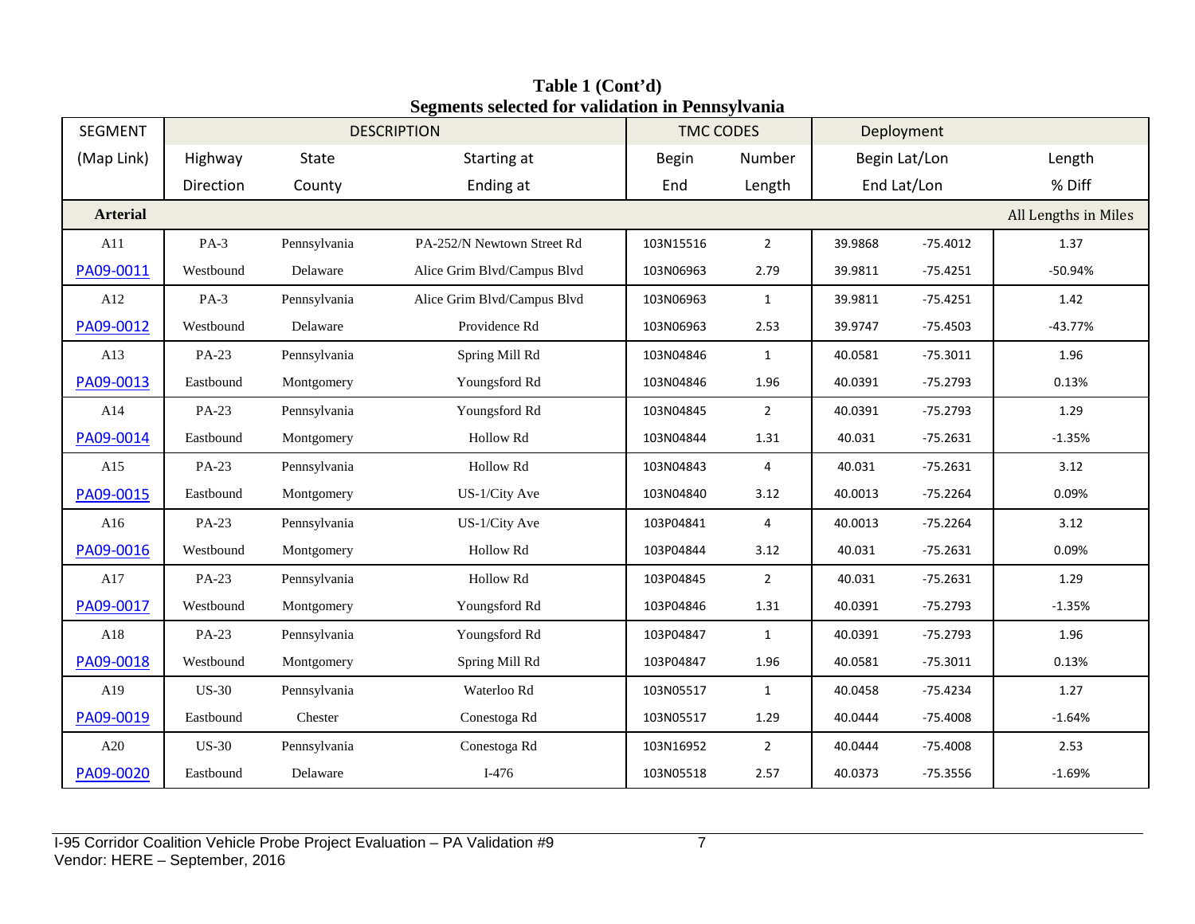**Table 1 (Cont'd)**
**Segments selected for validation in Pennsylvania**

| SEGMENT | DESCRIPTION | | | TMC CODES | | Deployment | | |
|---|---|---|---|---|---|---|---|---|
| (Map Link) | Highway | State | Starting at | Begin | Number | Begin Lat/Lon | | Length |
| | Direction | County | Ending at | End | Length | End Lat/Lon | | % Diff |
| **Arterial** | | | | | | | | All Lengths in Miles |
| A11 | PA-3 | Pennsylvania | PA-252/N Newtown Street Rd | 103N15516 | 2 | 39.9868 | -75.4012 | 1.37 |
| PA09-0011 | Westbound | Delaware | Alice Grim Blvd/Campus Blvd | 103N06963 | 2.79 | 39.9811 | -75.4251 | -50.94% |
| A12 | PA-3 | Pennsylvania | Alice Grim Blvd/Campus Blvd | 103N06963 | 1 | 39.9811 | -75.4251 | 1.42 |
| PA09-0012 | Westbound | Delaware | Providence Rd | 103N06963 | 2.53 | 39.9747 | -75.4503 | -43.77% |
| A13 | PA-23 | Pennsylvania | Spring Mill Rd | 103N04846 | 1 | 40.0581 | -75.3011 | 1.96 |
| PA09-0013 | Eastbound | Montgomery | Youngsford Rd | 103N04846 | 1.96 | 40.0391 | -75.2793 | 0.13% |
| A14 | PA-23 | Pennsylvania | Youngsford Rd | 103N04845 | 2 | 40.0391 | -75.2793 | 1.29 |
| PA09-0014 | Eastbound | Montgomery | Hollow Rd | 103N04844 | 1.31 | 40.031 | -75.2631 | -1.35% |
| A15 | PA-23 | Pennsylvania | Hollow Rd | 103N04843 | 4 | 40.031 | -75.2631 | 3.12 |
| PA09-0015 | Eastbound | Montgomery | US-1/City Ave | 103N04840 | 3.12 | 40.0013 | -75.2264 | 0.09% |
| A16 | PA-23 | Pennsylvania | US-1/City Ave | 103P04841 | 4 | 40.0013 | -75.2264 | 3.12 |
| PA09-0016 | Westbound | Montgomery | Hollow Rd | 103P04844 | 3.12 | 40.031 | -75.2631 | 0.09% |
| A17 | PA-23 | Pennsylvania | Hollow Rd | 103P04845 | 2 | 40.031 | -75.2631 | 1.29 |
| PA09-0017 | Westbound | Montgomery | Youngsford Rd | 103P04846 | 1.31 | 40.0391 | -75.2793 | -1.35% |
| A18 | PA-23 | Pennsylvania | Youngsford Rd | 103P04847 | 1 | 40.0391 | -75.2793 | 1.96 |
| PA09-0018 | Westbound | Montgomery | Spring Mill Rd | 103P04847 | 1.96 | 40.0581 | -75.3011 | 0.13% |
| A19 | US-30 | Pennsylvania | Waterloo Rd | 103N05517 | 1 | 40.0458 | -75.4234 | 1.27 |
| PA09-0019 | Eastbound | Chester | Conestoga Rd | 103N05517 | 1.29 | 40.0444 | -75.4008 | -1.64% |
| A20 | US-30 | Pennsylvania | Conestoga Rd | 103N16952 | 2 | 40.0444 | -75.4008 | 2.53 |
| PA09-0020 | Eastbound | Delaware | I-476 | 103N05518 | 2.57 | 40.0373 | -75.3556 | -1.69% |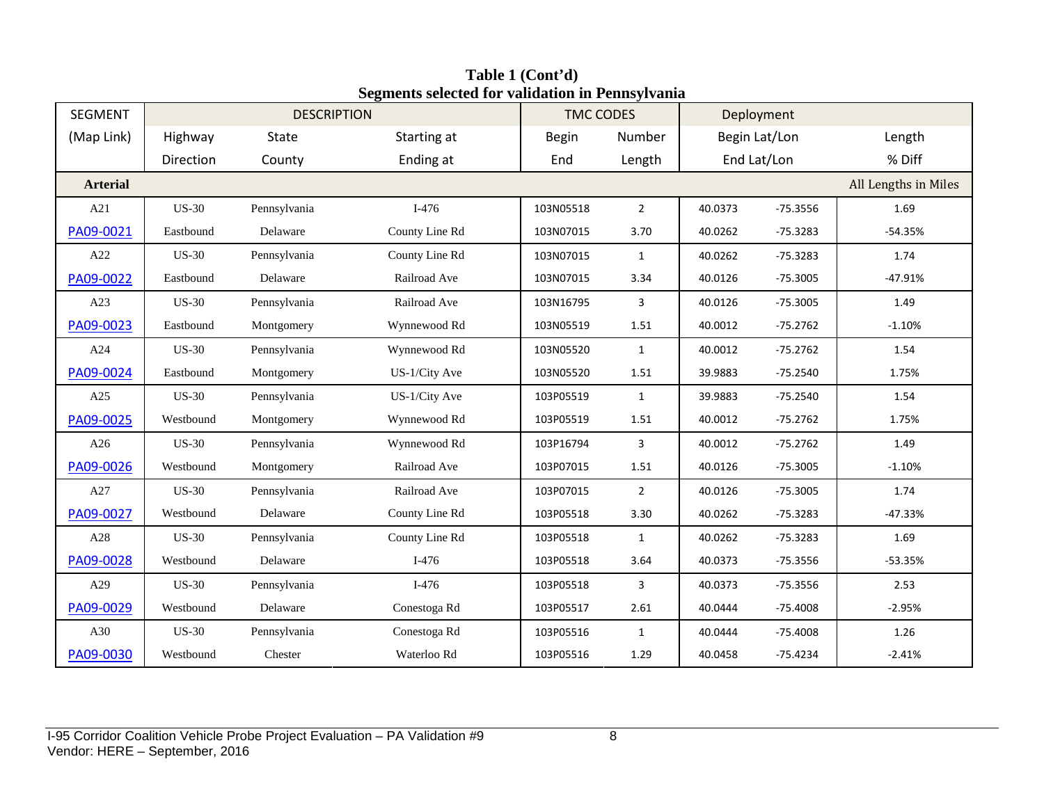**Table 1 (Cont'd)**
**Segments selected for validation in Pennsylvania**

| SEGMENT | DESCRIPTION | | | TMC CODES | | Deployment | | |
|---|---|---|---|---|---|---|---|---|
| (Map Link) | Highway<br>Direction | State<br>County | Starting at<br>Ending at | Begin<br>End | Number<br>Length | Begin Lat/Lon<br>End Lat/Lon | | Length<br>% Diff |
| **Arterial** | | | | | | | | All Lengths in Miles |
| A21<br>PA09-0021 | US-30<br>Eastbound | Pennsylvania<br>Delaware | I-476<br>County Line Rd | 103N05518<br>103N07015 | 2<br>3.70 | 40.0373<br>40.0262 | -75.3556<br>-75.3283 | 1.69<br>-54.35% |
| A22<br>PA09-0022 | US-30<br>Eastbound | Pennsylvania<br>Delaware | County Line Rd<br>Railroad Ave | 103N07015<br>103N07015 | 1<br>3.34 | 40.0262<br>40.0126 | -75.3283<br>-75.3005 | 1.74<br>-47.91% |
| A23<br>PA09-0023 | US-30<br>Eastbound | Pennsylvania<br>Montgomery | Railroad Ave<br>Wynnewood Rd | 103N16795<br>103N05519 | 3<br>1.51 | 40.0126<br>40.0012 | -75.3005<br>-75.2762 | 1.49<br>-1.10% |
| A24<br>PA09-0024 | US-30<br>Eastbound | Pennsylvania<br>Montgomery | Wynnewood Rd<br>US-1/City Ave | 103N05520<br>103N05520 | 1<br>1.51 | 40.0012<br>39.9883 | -75.2762<br>-75.2540 | 1.54<br>1.75% |
| A25<br>PA09-0025 | US-30<br>Westbound | Pennsylvania<br>Montgomery | US-1/City Ave<br>Wynnewood Rd | 103P05519<br>103P05519 | 1<br>1.51 | 39.9883<br>40.0012 | -75.2540<br>-75.2762 | 1.54<br>1.75% |
| A26<br>PA09-0026 | US-30<br>Westbound | Pennsylvania<br>Montgomery | Wynnewood Rd<br>Railroad Ave | 103P16794<br>103P07015 | 3<br>1.51 | 40.0012<br>40.0126 | -75.2762<br>-75.3005 | 1.49<br>-1.10% |
| A27<br>PA09-0027 | US-30<br>Westbound | Pennsylvania<br>Delaware | Railroad Ave<br>County Line Rd | 103P07015<br>103P05518 | 2<br>3.30 | 40.0126<br>40.0262 | -75.3005<br>-75.3283 | 1.74<br>-47.33% |
| A28<br>PA09-0028 | US-30<br>Westbound | Pennsylvania<br>Delaware | County Line Rd<br>I-476 | 103P05518<br>103P05518 | 1<br>3.64 | 40.0262<br>40.0373 | -75.3283<br>-75.3556 | 1.69<br>-53.35% |
| A29<br>PA09-0029 | US-30<br>Westbound | Pennsylvania<br>Delaware | I-476<br>Conestoga Rd | 103P05518<br>103P05517 | 3<br>2.61 | 40.0373<br>40.0444 | -75.3556<br>-75.4008 | 2.53<br>-2.95% |
| A30<br>PA09-0030 | US-30<br>Westbound | Pennsylvania<br>Chester | Conestoga Rd<br>Waterloo Rd | 103P05516<br>103P05516 | 1<br>1.29 | 40.0444<br>40.0458 | -75.4008<br>-75.4234 | 1.26<br>-2.41% |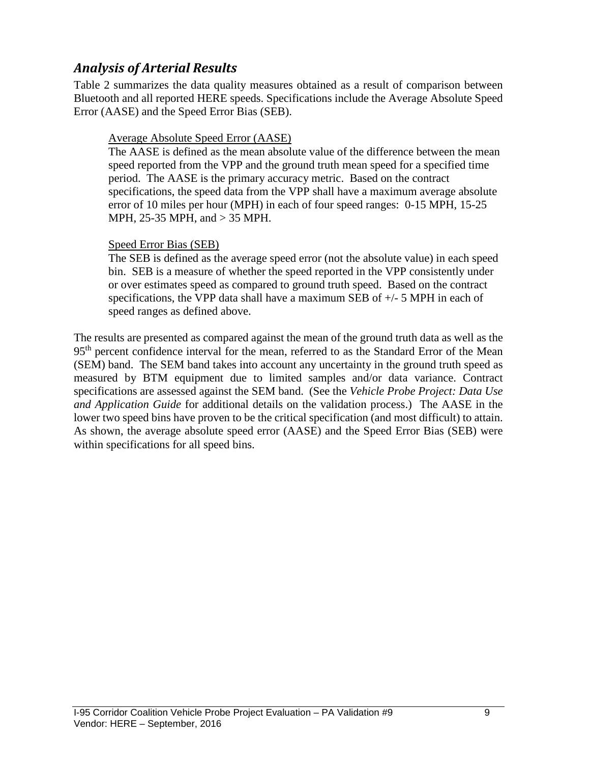## *Analysis of Arterial Results*

Table 2 summarizes the data quality measures obtained as a result of comparison between Bluetooth and all reported HERE speeds. Specifications include the Average Absolute Speed Error (AASE) and the Speed Error Bias (SEB).

> Average Absolute Speed Error (AASE)
> The AASE is defined as the mean absolute value of the difference between the mean speed reported from the VPP and the ground truth mean speed for a specified time period. The AASE is the primary accuracy metric. Based on the contract specifications, the speed data from the VPP shall have a maximum average absolute error of 10 miles per hour (MPH) in each of four speed ranges: 0-15 MPH, 15-25 MPH, 25-35 MPH, and > 35 MPH.
>
> Speed Error Bias (SEB)
> The SEB is defined as the average speed error (not the absolute value) in each speed bin. SEB is a measure of whether the speed reported in the VPP consistently under or over estimates speed as compared to ground truth speed. Based on the contract specifications, the VPP data shall have a maximum SEB of +/- 5 MPH in each of speed ranges as defined above.

The results are presented as compared against the mean of the ground truth data as well as the 95th percent confidence interval for the mean, referred to as the Standard Error of the Mean (SEM) band. The SEM band takes into account any uncertainty in the ground truth speed as measured by BTM equipment due to limited samples and/or data variance. Contract specifications are assessed against the SEM band. (See the *Vehicle Probe Project: Data Use and Application Guide* for additional details on the validation process.) The AASE in the lower two speed bins have proven to be the critical specification (and most difficult) to attain. As shown, the average absolute speed error (AASE) and the Speed Error Bias (SEB) were within specifications for all speed bins.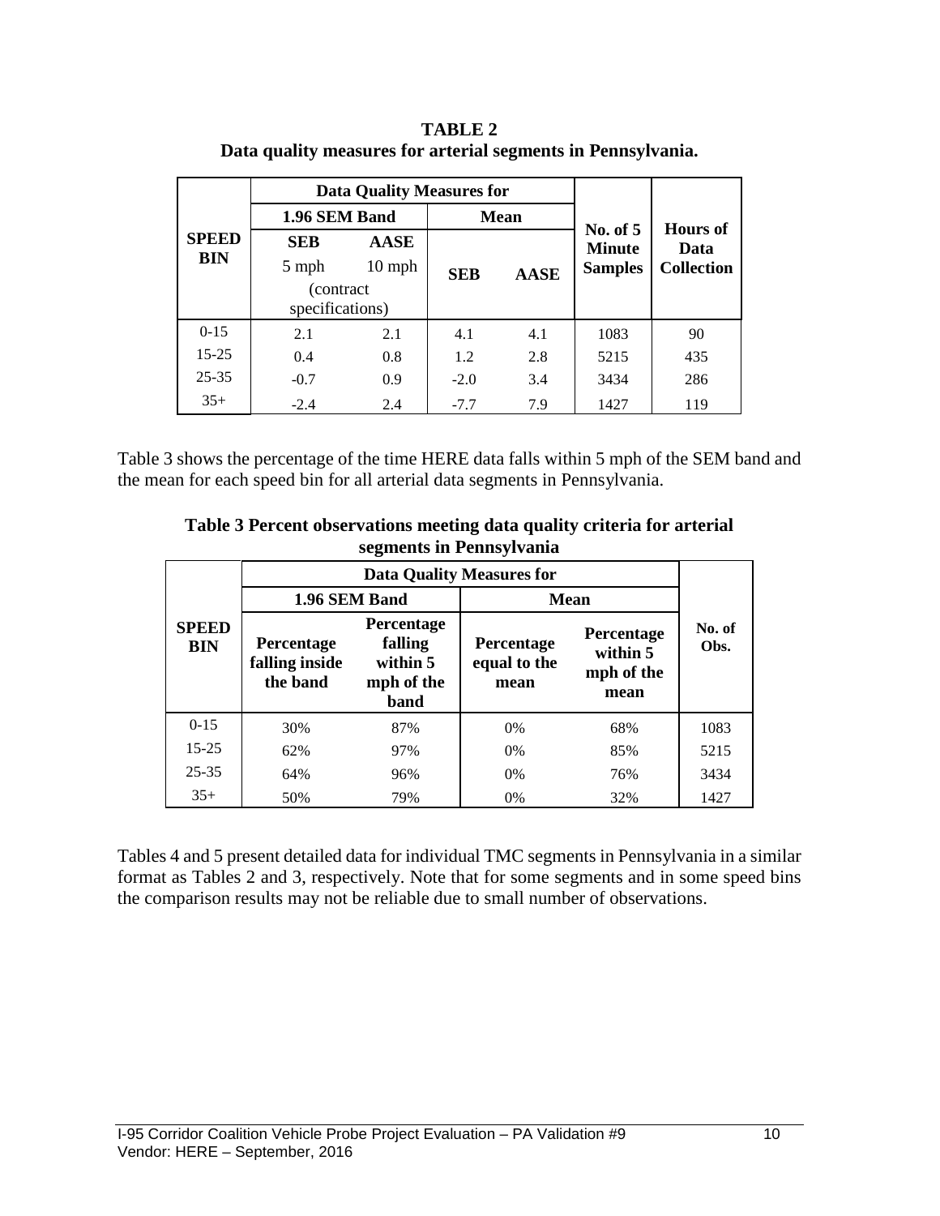**TABLE 2**
**Data quality measures for arterial segments in Pennsylvania.**

| SPEED BIN | Data Quality Measures for | | | | No. of 5 Minute Samples | Hours of Data Collection |
|---|---|---|---|---|---|---|
| | 1.96 SEM Band | | Mean | | | |
| | SEB 5 mph (contract specifications) | AASE 10 mph | SEB | AASE | | |
| 0-15 | 2.1 | 2.1 | 4.1 | 4.1 | 1083 | 90 |
| 15-25 | 0.4 | 0.8 | 1.2 | 2.8 | 5215 | 435 |
| 25-35 | -0.7 | 0.9 | -2.0 | 3.4 | 3434 | 286 |
| 35+ | -2.4 | 2.4 | -7.7 | 7.9 | 1427 | 119 |

Table 3 shows the percentage of the time HERE data falls within 5 mph of the SEM band and the mean for each speed bin for all arterial data segments in Pennsylvania.

**Table 3 Percent observations meeting data quality criteria for arterial segments in Pennsylvania**

| SPEED BIN | Data Quality Measures for | | | | No. of Obs. |
|---|---|---|---|---|---|
| | 1.96 SEM Band | | Mean | | |
| | Percentage falling inside the band | Percentage falling within 5 mph of the band | Percentage equal to the mean | Percentage within 5 mph of the mean | |
| 0-15 | 30% | 87% | 0% | 68% | 1083 |
| 15-25 | 62% | 97% | 0% | 85% | 5215 |
| 25-35 | 64% | 96% | 0% | 76% | 3434 |
| 35+ | 50% | 79% | 0% | 32% | 1427 |

Tables 4 and 5 present detailed data for individual TMC segments in Pennsylvania in a similar format as Tables 2 and 3, respectively. Note that for some segments and in some speed bins the comparison results may not be reliable due to small number of observations.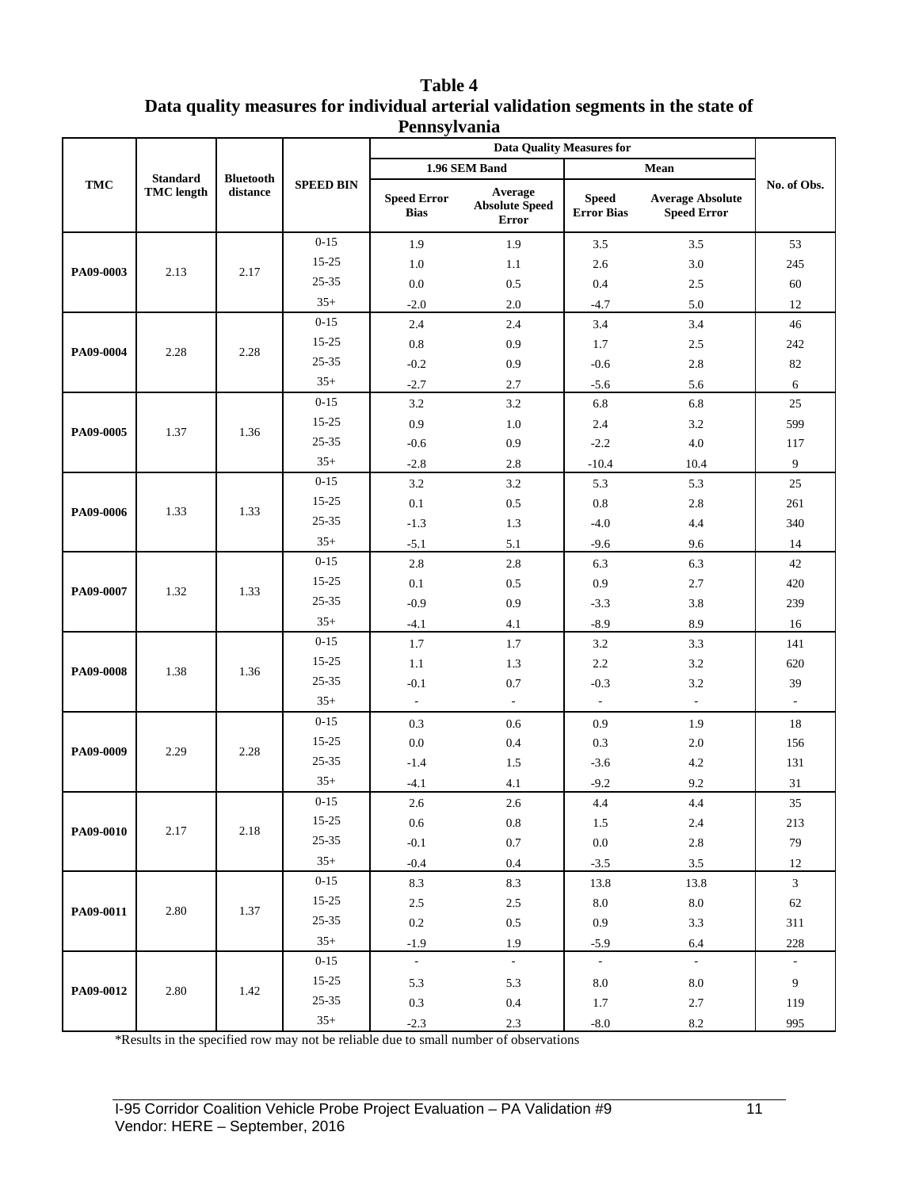**Table 4**
**Data quality measures for individual arterial validation segments in the state of Pennsylvania**

| TMC | Standard TMC length | Bluetooth distance | SPEED BIN | Data Quality Measures for 1.96 SEM Band: Speed Error Bias | Data Quality Measures for 1.96 SEM Band: Average Absolute Speed Error | Data Quality Measures for Mean: Speed Error Bias | Data Quality Measures for Mean: Average Absolute Speed Error | No. of Obs. |
|---|---|---|---|---|---|---|---|---|
| PA09-0003 | 2.13 | 2.17 | 0-15 | 1.9 | 1.9 | 3.5 | 3.5 | 53 |
| | | | 15-25 | 1.0 | 1.1 | 2.6 | 3.0 | 245 |
| | | | 25-35 | 0.0 | 0.5 | 0.4 | 2.5 | 60 |
| | | | 35+ | -2.0 | 2.0 | -4.7 | 5.0 | 12 |
| PA09-0004 | 2.28 | 2.28 | 0-15 | 2.4 | 2.4 | 3.4 | 3.4 | 46 |
| | | | 15-25 | 0.8 | 0.9 | 1.7 | 2.5 | 242 |
| | | | 25-35 | -0.2 | 0.9 | -0.6 | 2.8 | 82 |
| | | | 35+ | -2.7 | 2.7 | -5.6 | 5.6 | 6 |
| PA09-0005 | 1.37 | 1.36 | 0-15 | 3.2 | 3.2 | 6.8 | 6.8 | 25 |
| | | | 15-25 | 0.9 | 1.0 | 2.4 | 3.2 | 599 |
| | | | 25-35 | -0.6 | 0.9 | -2.2 | 4.0 | 117 |
| | | | 35+ | -2.8 | 2.8 | -10.4 | 10.4 | 9 |
| PA09-0006 | 1.33 | 1.33 | 0-15 | 3.2 | 3.2 | 5.3 | 5.3 | 25 |
| | | | 15-25 | 0.1 | 0.5 | 0.8 | 2.8 | 261 |
| | | | 25-35 | -1.3 | 1.3 | -4.0 | 4.4 | 340 |
| | | | 35+ | -5.1 | 5.1 | -9.6 | 9.6 | 14 |
| PA09-0007 | 1.32 | 1.33 | 0-15 | 2.8 | 2.8 | 6.3 | 6.3 | 42 |
| | | | 15-25 | 0.1 | 0.5 | 0.9 | 2.7 | 420 |
| | | | 25-35 | -0.9 | 0.9 | -3.3 | 3.8 | 239 |
| | | | 35+ | -4.1 | 4.1 | -8.9 | 8.9 | 16 |
| PA09-0008 | 1.38 | 1.36 | 0-15 | 1.7 | 1.7 | 3.2 | 3.3 | 141 |
| | | | 15-25 | 1.1 | 1.3 | 2.2 | 3.2 | 620 |
| | | | 25-35 | -0.1 | 0.7 | -0.3 | 3.2 | 39 |
| | | | 35+ | - | - | - | - | - |
| PA09-0009 | 2.29 | 2.28 | 0-15 | 0.3 | 0.6 | 0.9 | 1.9 | 18 |
| | | | 15-25 | 0.0 | 0.4 | 0.3 | 2.0 | 156 |
| | | | 25-35 | -1.4 | 1.5 | -3.6 | 4.2 | 131 |
| | | | 35+ | -4.1 | 4.1 | -9.2 | 9.2 | 31 |
| PA09-0010 | 2.17 | 2.18 | 0-15 | 2.6 | 2.6 | 4.4 | 4.4 | 35 |
| | | | 15-25 | 0.6 | 0.8 | 1.5 | 2.4 | 213 |
| | | | 25-35 | -0.1 | 0.7 | 0.0 | 2.8 | 79 |
| | | | 35+ | -0.4 | 0.4 | -3.5 | 3.5 | 12 |
| PA09-0011 | 2.80 | 1.37 | 0-15 | 8.3 | 8.3 | 13.8 | 13.8 | 3 |
| | | | 15-25 | 2.5 | 2.5 | 8.0 | 8.0 | 62 |
| | | | 25-35 | 0.2 | 0.5 | 0.9 | 3.3 | 311 |
| | | | 35+ | -1.9 | 1.9 | -5.9 | 6.4 | 228 |
| PA09-0012 | 2.80 | 1.42 | 0-15 | - | - | - | - | - |
| | | | 15-25 | 5.3 | 5.3 | 8.0 | 8.0 | 9 |
| | | | 25-35 | 0.3 | 0.4 | 1.7 | 2.7 | 119 |
| | | | 35+ | -2.3 | 2.3 | -8.0 | 8.2 | 995 |

*Results in the specified row may not be reliable due to small number of observations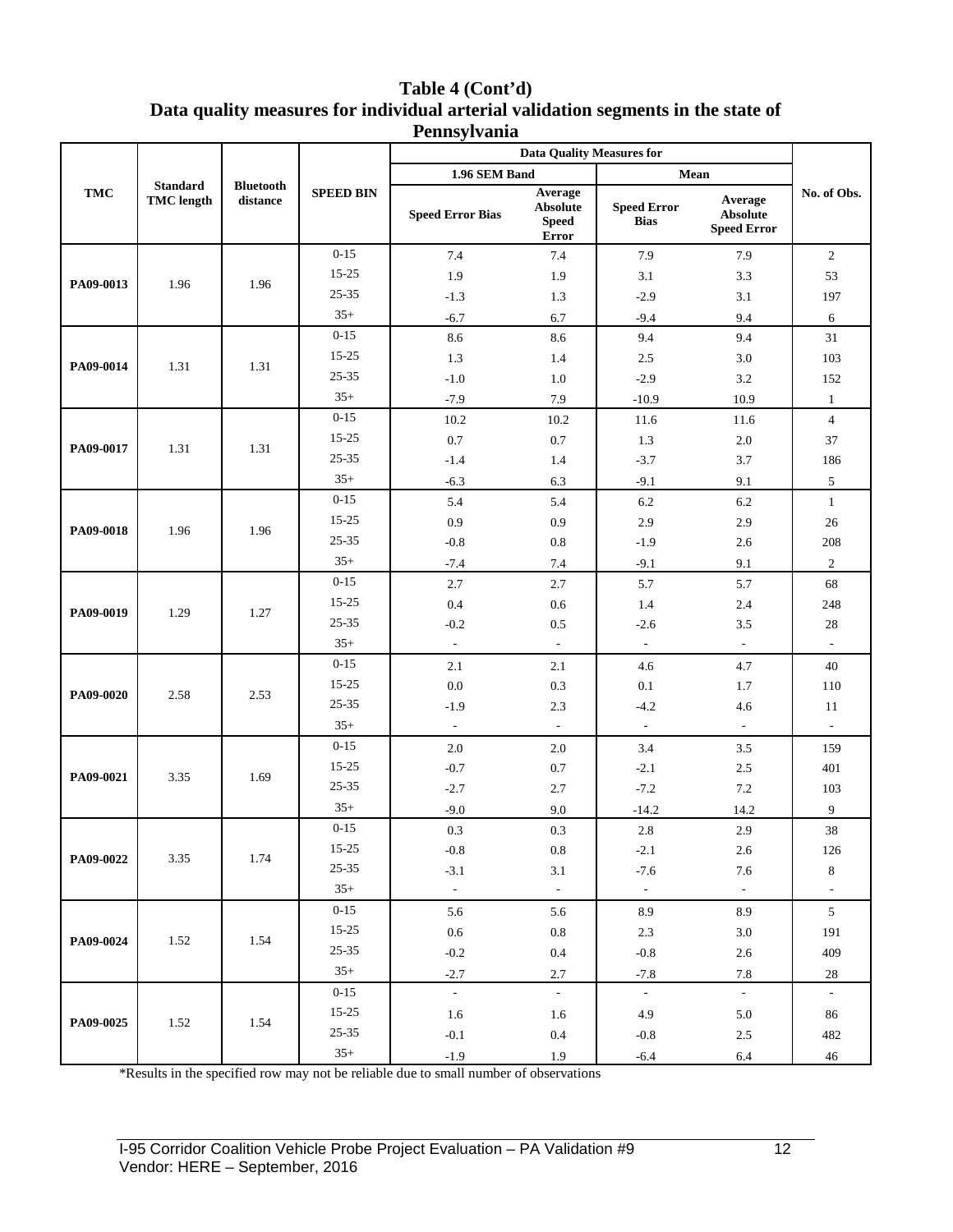# Table 4 (Cont'd)
## Data quality measures for individual arterial validation segments in the state of Pennsylvania

| TMC | Standard TMC length | Bluetooth distance | SPEED BIN | Data Quality Measures for | | | | No. of Obs. |
|---|---|---|---|---|---|---|---|---|
| | | | | 1.96 SEM Band | | Mean | | |
| | | | | Speed Error Bias | Average Absolute Speed Error | Speed Error Bias | Average Absolute Speed Error | |
| PA09-0013 | 1.96 | 1.96 | 0-15 | 7.4 | 7.4 | 7.9 | 7.9 | 2 |
| | | | 15-25 | 1.9 | 1.9 | 3.1 | 3.3 | 53 |
| | | | 25-35 | -1.3 | 1.3 | -2.9 | 3.1 | 197 |
| | | | 35+ | -6.7 | 6.7 | -9.4 | 9.4 | 6 |
| PA09-0014 | 1.31 | 1.31 | 0-15 | 8.6 | 8.6 | 9.4 | 9.4 | 31 |
| | | | 15-25 | 1.3 | 1.4 | 2.5 | 3.0 | 103 |
| | | | 25-35 | -1.0 | 1.0 | -2.9 | 3.2 | 152 |
| | | | 35+ | -7.9 | 7.9 | -10.9 | 10.9 | 1 |
| PA09-0017 | 1.31 | 1.31 | 0-15 | 10.2 | 10.2 | 11.6 | 11.6 | 4 |
| | | | 15-25 | 0.7 | 0.7 | 1.3 | 2.0 | 37 |
| | | | 25-35 | -1.4 | 1.4 | -3.7 | 3.7 | 186 |
| | | | 35+ | -6.3 | 6.3 | -9.1 | 9.1 | 5 |
| PA09-0018 | 1.96 | 1.96 | 0-15 | 5.4 | 5.4 | 6.2 | 6.2 | 1 |
| | | | 15-25 | 0.9 | 0.9 | 2.9 | 2.9 | 26 |
| | | | 25-35 | -0.8 | 0.8 | -1.9 | 2.6 | 208 |
| | | | 35+ | -7.4 | 7.4 | -9.1 | 9.1 | 2 |
| PA09-0019 | 1.29 | 1.27 | 0-15 | 2.7 | 2.7 | 5.7 | 5.7 | 68 |
| | | | 15-25 | 0.4 | 0.6 | 1.4 | 2.4 | 248 |
| | | | 25-35 | -0.2 | 0.5 | -2.6 | 3.5 | 28 |
| | | | 35+ | - | - | - | - | - |
| PA09-0020 | 2.58 | 2.53 | 0-15 | 2.1 | 2.1 | 4.6 | 4.7 | 40 |
| | | | 15-25 | 0.0 | 0.3 | 0.1 | 1.7 | 110 |
| | | | 25-35 | -1.9 | 2.3 | -4.2 | 4.6 | 11 |
| | | | 35+ | - | - | - | - | - |
| PA09-0021 | 3.35 | 1.69 | 0-15 | 2.0 | 2.0 | 3.4 | 3.5 | 159 |
| | | | 15-25 | -0.7 | 0.7 | -2.1 | 2.5 | 401 |
| | | | 25-35 | -2.7 | 2.7 | -7.2 | 7.2 | 103 |
| | | | 35+ | -9.0 | 9.0 | -14.2 | 14.2 | 9 |
| PA09-0022 | 3.35 | 1.74 | 0-15 | 0.3 | 0.3 | 2.8 | 2.9 | 38 |
| | | | 15-25 | -0.8 | 0.8 | -2.1 | 2.6 | 126 |
| | | | 25-35 | -3.1 | 3.1 | -7.6 | 7.6 | 8 |
| | | | 35+ | - | - | - | - | - |
| PA09-0024 | 1.52 | 1.54 | 0-15 | 5.6 | 5.6 | 8.9 | 8.9 | 5 |
| | | | 15-25 | 0.6 | 0.8 | 2.3 | 3.0 | 191 |
| | | | 25-35 | -0.2 | 0.4 | -0.8 | 2.6 | 409 |
| | | | 35+ | -2.7 | 2.7 | -7.8 | 7.8 | 28 |
| PA09-0025 | 1.52 | 1.54 | 0-15 | - | - | - | - | - |
| | | | 15-25 | 1.6 | 1.6 | 4.9 | 5.0 | 86 |
| | | | 25-35 | -0.1 | 0.4 | -0.8 | 2.5 | 482 |
| | | | 35+ | -1.9 | 1.9 | -6.4 | 6.4 | 46 |

*Results in the specified row may not be reliable due to small number of observations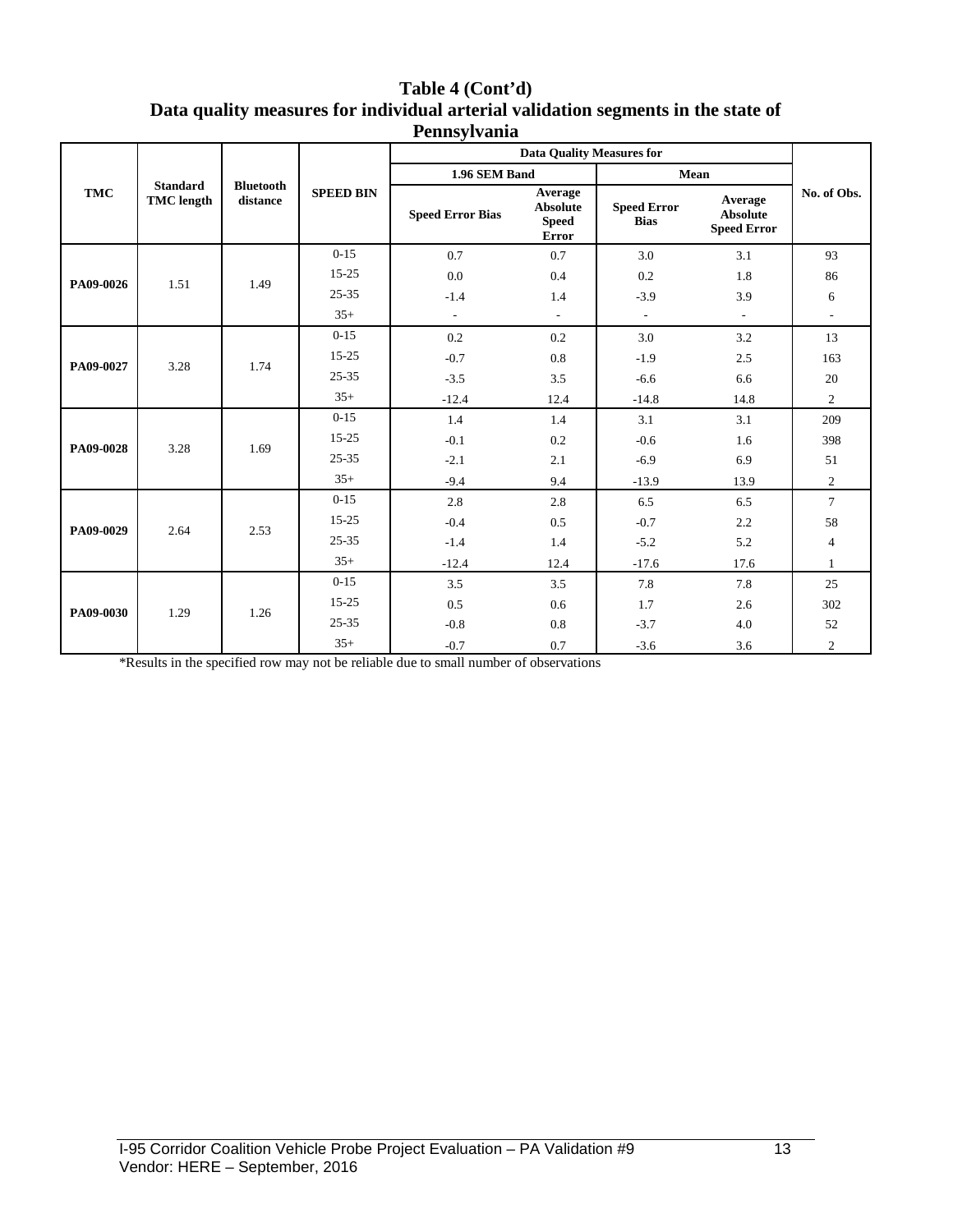**Table 4 (Cont'd)**
**Data quality measures for individual arterial validation segments in the state of Pennsylvania**

| TMC | Standard TMC length | Bluetooth distance | SPEED BIN | Data Quality Measures for | | | | No. of Obs. |
|---|---|---|---|---|---|---|---|---|
| | | | | 1.96 SEM Band | | Mean | | |
| | | | | Speed Error Bias | Average Absolute Speed Error | Speed Error Bias | Average Absolute Speed Error | |
| PA09-0026 | 1.51 | 1.49 | 0-15 | 0.7 | 0.7 | 3.0 | 3.1 | 93 |
| | | | 15-25 | 0.0 | 0.4 | 0.2 | 1.8 | 86 |
| | | | 25-35 | -1.4 | 1.4 | -3.9 | 3.9 | 6 |
| | | | 35+ | - | - | - | - | - |
| PA09-0027 | 3.28 | 1.74 | 0-15 | 0.2 | 0.2 | 3.0 | 3.2 | 13 |
| | | | 15-25 | -0.7 | 0.8 | -1.9 | 2.5 | 163 |
| | | | 25-35 | -3.5 | 3.5 | -6.6 | 6.6 | 20 |
| | | | 35+ | -12.4 | 12.4 | -14.8 | 14.8 | 2 |
| PA09-0028 | 3.28 | 1.69 | 0-15 | 1.4 | 1.4 | 3.1 | 3.1 | 209 |
| | | | 15-25 | -0.1 | 0.2 | -0.6 | 1.6 | 398 |
| | | | 25-35 | -2.1 | 2.1 | -6.9 | 6.9 | 51 |
| | | | 35+ | -9.4 | 9.4 | -13.9 | 13.9 | 2 |
| PA09-0029 | 2.64 | 2.53 | 0-15 | 2.8 | 2.8 | 6.5 | 6.5 | 7 |
| | | | 15-25 | -0.4 | 0.5 | -0.7 | 2.2 | 58 |
| | | | 25-35 | -1.4 | 1.4 | -5.2 | 5.2 | 4 |
| | | | 35+ | -12.4 | 12.4 | -17.6 | 17.6 | 1 |
| PA09-0030 | 1.29 | 1.26 | 0-15 | 3.5 | 3.5 | 7.8 | 7.8 | 25 |
| | | | 15-25 | 0.5 | 0.6 | 1.7 | 2.6 | 302 |
| | | | 25-35 | -0.8 | 0.8 | -3.7 | 4.0 | 52 |
| | | | 35+ | -0.7 | 0.7 | -3.6 | 3.6 | 2 |

*Results in the specified row may not be reliable due to small number of observations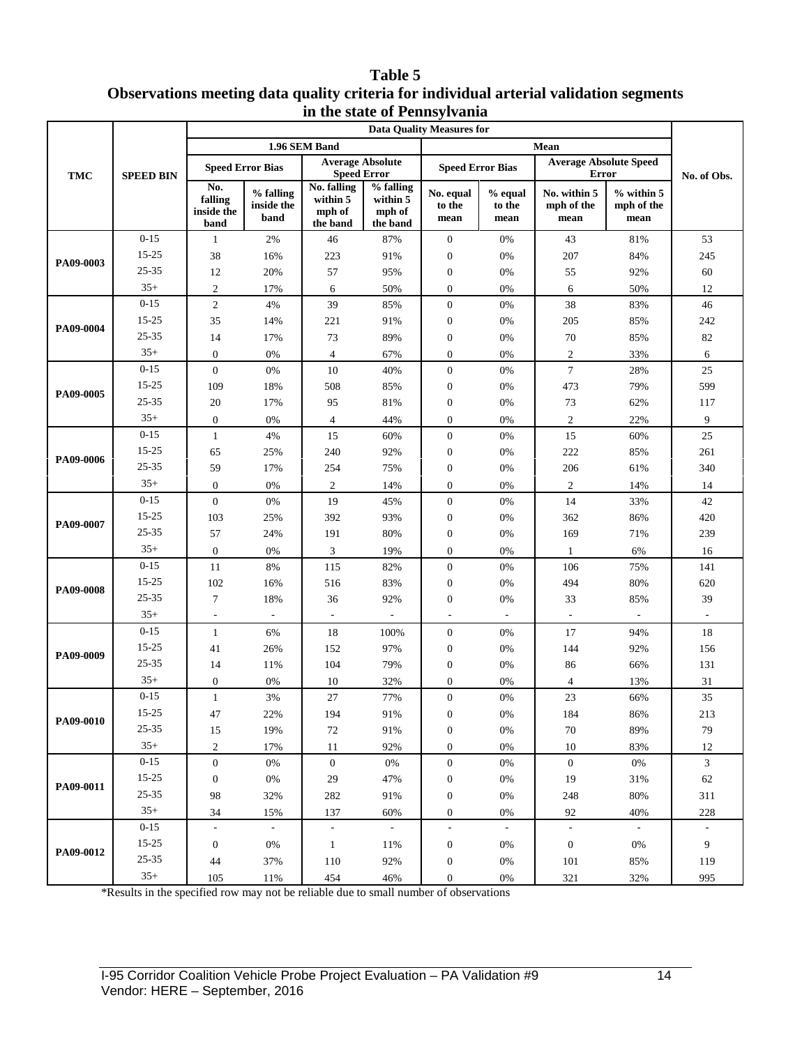**Table 5**
**Observations meeting data quality criteria for individual arterial validation segments in the state of Pennsylvania**

| TMC | SPEED BIN | Data Quality Measures for | | | | | | | | No. of Obs. |
|---|---|---|---|---|---|---|---|---|---|---|
| | | 1.96 SEM Band | | | | Mean | | | | |
| | | Speed Error Bias | | Average Absolute Speed Error | | Speed Error Bias | | Average Absolute Speed Error | | |
| | | No. falling inside the band | % falling inside the band | No. falling within 5 mph of the band | % falling within 5 mph of the band | No. equal to the mean | % equal to the mean | No. within 5 mph of the mean | % within 5 mph of the mean | |
| PA09-0003 | 0-15 | 1 | 2% | 46 | 87% | 0 | 0% | 43 | 81% | 53 |
| | 15-25 | 38 | 16% | 223 | 91% | 0 | 0% | 207 | 84% | 245 |
| | 25-35 | 12 | 20% | 57 | 95% | 0 | 0% | 55 | 92% | 60 |
| | 35+ | 2 | 17% | 6 | 50% | 0 | 0% | 6 | 50% | 12 |
| PA09-0004 | 0-15 | 2 | 4% | 39 | 85% | 0 | 0% | 38 | 83% | 46 |
| | 15-25 | 35 | 14% | 221 | 91% | 0 | 0% | 205 | 85% | 242 |
| | 25-35 | 14 | 17% | 73 | 89% | 0 | 0% | 70 | 85% | 82 |
| | 35+ | 0 | 0% | 4 | 67% | 0 | 0% | 2 | 33% | 6 |
| PA09-0005 | 0-15 | 0 | 0% | 10 | 40% | 0 | 0% | 7 | 28% | 25 |
| | 15-25 | 109 | 18% | 508 | 85% | 0 | 0% | 473 | 79% | 599 |
| | 25-35 | 20 | 17% | 95 | 81% | 0 | 0% | 73 | 62% | 117 |
| | 35+ | 0 | 0% | 4 | 44% | 0 | 0% | 2 | 22% | 9 |
| PA09-0006 | 0-15 | 1 | 4% | 15 | 60% | 0 | 0% | 15 | 60% | 25 |
| | 15-25 | 65 | 25% | 240 | 92% | 0 | 0% | 222 | 85% | 261 |
| | 25-35 | 59 | 17% | 254 | 75% | 0 | 0% | 206 | 61% | 340 |
| | 35+ | 0 | 0% | 2 | 14% | 0 | 0% | 2 | 14% | 14 |
| PA09-0007 | 0-15 | 0 | 0% | 19 | 45% | 0 | 0% | 14 | 33% | 42 |
| | 15-25 | 103 | 25% | 392 | 93% | 0 | 0% | 362 | 86% | 420 |
| | 25-35 | 57 | 24% | 191 | 80% | 0 | 0% | 169 | 71% | 239 |
| | 35+ | 0 | 0% | 3 | 19% | 0 | 0% | 1 | 6% | 16 |
| PA09-0008 | 0-15 | 11 | 8% | 115 | 82% | 0 | 0% | 106 | 75% | 141 |
| | 15-25 | 102 | 16% | 516 | 83% | 0 | 0% | 494 | 80% | 620 |
| | 25-35 | 7 | 18% | 36 | 92% | 0 | 0% | 33 | 85% | 39 |
| | 35+ | - | - | - | - | - | - | - | - | - |
| PA09-0009 | 0-15 | 1 | 6% | 18 | 100% | 0 | 0% | 17 | 94% | 18 |
| | 15-25 | 41 | 26% | 152 | 97% | 0 | 0% | 144 | 92% | 156 |
| | 25-35 | 14 | 11% | 104 | 79% | 0 | 0% | 86 | 66% | 131 |
| | 35+ | 0 | 0% | 10 | 32% | 0 | 0% | 4 | 13% | 31 |
| PA09-0010 | 0-15 | 1 | 3% | 27 | 77% | 0 | 0% | 23 | 66% | 35 |
| | 15-25 | 47 | 22% | 194 | 91% | 0 | 0% | 184 | 86% | 213 |
| | 25-35 | 15 | 19% | 72 | 91% | 0 | 0% | 70 | 89% | 79 |
| | 35+ | 2 | 17% | 11 | 92% | 0 | 0% | 10 | 83% | 12 |
| PA09-0011 | 0-15 | 0 | 0% | 0 | 0% | 0 | 0% | 0 | 0% | 3 |
| | 15-25 | 0 | 0% | 29 | 47% | 0 | 0% | 19 | 31% | 62 |
| | 25-35 | 98 | 32% | 282 | 91% | 0 | 0% | 248 | 80% | 311 |
| | 35+ | 34 | 15% | 137 | 60% | 0 | 0% | 92 | 40% | 228 |
| PA09-0012 | 0-15 | - | - | - | - | - | - | - | - | - |
| | 15-25 | 0 | 0% | 1 | 11% | 0 | 0% | 0 | 0% | 9 |
| | 25-35 | 44 | 37% | 110 | 92% | 0 | 0% | 101 | 85% | 119 |
| | 35+ | 105 | 11% | 454 | 46% | 0 | 0% | 321 | 32% | 995 |

*Results in the specified row may not be reliable due to small number of observations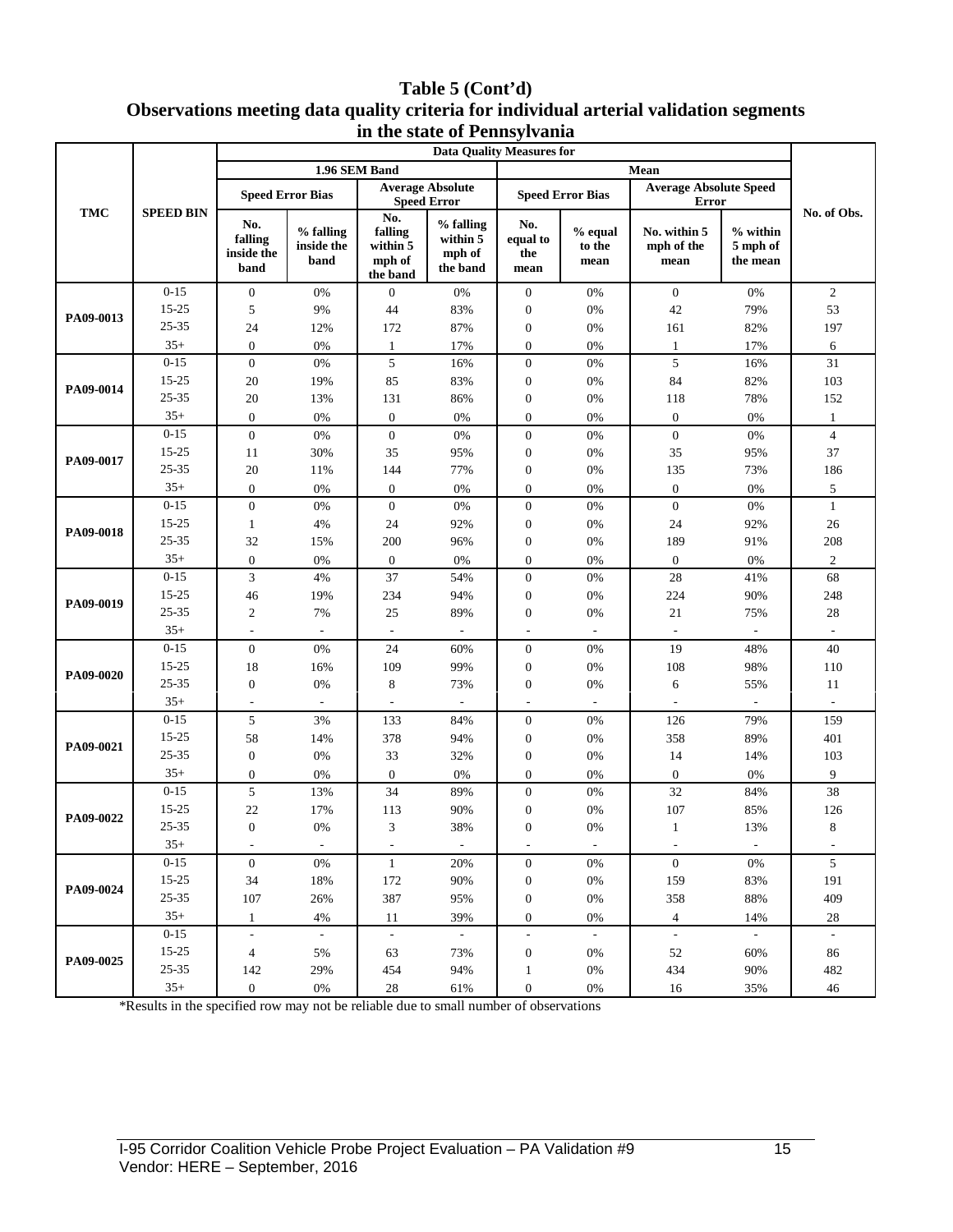**Table 5 (Cont'd)**
**Observations meeting data quality criteria for individual arterial validation segments in the state of Pennsylvania**

| TMC | SPEED BIN | Data Quality Measures for | | | | | | | | No. of Obs. |
|---|---|---|---|---|---|---|---|---|---|---|
| | | 1.96 SEM Band | | | | Mean | | | | |
| | | Speed Error Bias | | Average Absolute Speed Error | | Speed Error Bias | | Average Absolute Speed Error | | |
| | | No. falling inside the band | % falling inside the band | No. falling within 5 mph of the band | % falling within 5 mph of the band | No. equal to the mean | % equal to the mean | No. within 5 mph of the mean | % within 5 mph of the mean | |
| PA09-0013 | 0-15 | 0 | 0% | 0 | 0% | 0 | 0% | 0 | 0% | 2 |
| | 15-25 | 5 | 9% | 44 | 83% | 0 | 0% | 42 | 79% | 53 |
| | 25-35 | 24 | 12% | 172 | 87% | 0 | 0% | 161 | 82% | 197 |
| | 35+ | 0 | 0% | 1 | 17% | 0 | 0% | 1 | 17% | 6 |
| PA09-0014 | 0-15 | 0 | 0% | 5 | 16% | 0 | 0% | 5 | 16% | 31 |
| | 15-25 | 20 | 19% | 85 | 83% | 0 | 0% | 84 | 82% | 103 |
| | 25-35 | 20 | 13% | 131 | 86% | 0 | 0% | 118 | 78% | 152 |
| | 35+ | 0 | 0% | 0 | 0% | 0 | 0% | 0 | 0% | 1 |
| PA09-0017 | 0-15 | 0 | 0% | 0 | 0% | 0 | 0% | 0 | 0% | 4 |
| | 15-25 | 11 | 30% | 35 | 95% | 0 | 0% | 35 | 95% | 37 |
| | 25-35 | 20 | 11% | 144 | 77% | 0 | 0% | 135 | 73% | 186 |
| | 35+ | 0 | 0% | 0 | 0% | 0 | 0% | 0 | 0% | 5 |
| PA09-0018 | 0-15 | 0 | 0% | 0 | 0% | 0 | 0% | 0 | 0% | 1 |
| | 15-25 | 1 | 4% | 24 | 92% | 0 | 0% | 24 | 92% | 26 |
| | 25-35 | 32 | 15% | 200 | 96% | 0 | 0% | 189 | 91% | 208 |
| | 35+ | 0 | 0% | 0 | 0% | 0 | 0% | 0 | 0% | 2 |
| PA09-0019 | 0-15 | 3 | 4% | 37 | 54% | 0 | 0% | 28 | 41% | 68 |
| | 15-25 | 46 | 19% | 234 | 94% | 0 | 0% | 224 | 90% | 248 |
| | 25-35 | 2 | 7% | 25 | 89% | 0 | 0% | 21 | 75% | 28 |
| | 35+ | - | - | - | - | - | - | - | - | - |
| PA09-0020 | 0-15 | 0 | 0% | 24 | 60% | 0 | 0% | 19 | 48% | 40 |
| | 15-25 | 18 | 16% | 109 | 99% | 0 | 0% | 108 | 98% | 110 |
| | 25-35 | 0 | 0% | 8 | 73% | 0 | 0% | 6 | 55% | 11 |
| | 35+ | - | - | - | - | - | - | - | - | - |
| PA09-0021 | 0-15 | 5 | 3% | 133 | 84% | 0 | 0% | 126 | 79% | 159 |
| | 15-25 | 58 | 14% | 378 | 94% | 0 | 0% | 358 | 89% | 401 |
| | 25-35 | 0 | 0% | 33 | 32% | 0 | 0% | 14 | 14% | 103 |
| | 35+ | 0 | 0% | 0 | 0% | 0 | 0% | 0 | 0% | 9 |
| PA09-0022 | 0-15 | 5 | 13% | 34 | 89% | 0 | 0% | 32 | 84% | 38 |
| | 15-25 | 22 | 17% | 113 | 90% | 0 | 0% | 107 | 85% | 126 |
| | 25-35 | 0 | 0% | 3 | 38% | 0 | 0% | 1 | 13% | 8 |
| | 35+ | - | - | - | - | - | - | - | - | - |
| PA09-0024 | 0-15 | 0 | 0% | 1 | 20% | 0 | 0% | 0 | 0% | 5 |
| | 15-25 | 34 | 18% | 172 | 90% | 0 | 0% | 159 | 83% | 191 |
| | 25-35 | 107 | 26% | 387 | 95% | 0 | 0% | 358 | 88% | 409 |
| | 35+ | 1 | 4% | 11 | 39% | 0 | 0% | 4 | 14% | 28 |
| PA09-0025 | 0-15 | - | - | - | - | - | - | - | - | - |
| | 15-25 | 4 | 5% | 63 | 73% | 0 | 0% | 52 | 60% | 86 |
| | 25-35 | 142 | 29% | 454 | 94% | 1 | 0% | 434 | 90% | 482 |
| | 35+ | 0 | 0% | 28 | 61% | 0 | 0% | 16 | 35% | 46 |

*Results in the specified row may not be reliable due to small number of observations

I-95 Corridor Coalition Vehicle Probe Project Evaluation – PA Validation #9
Vendor: HERE – September, 2016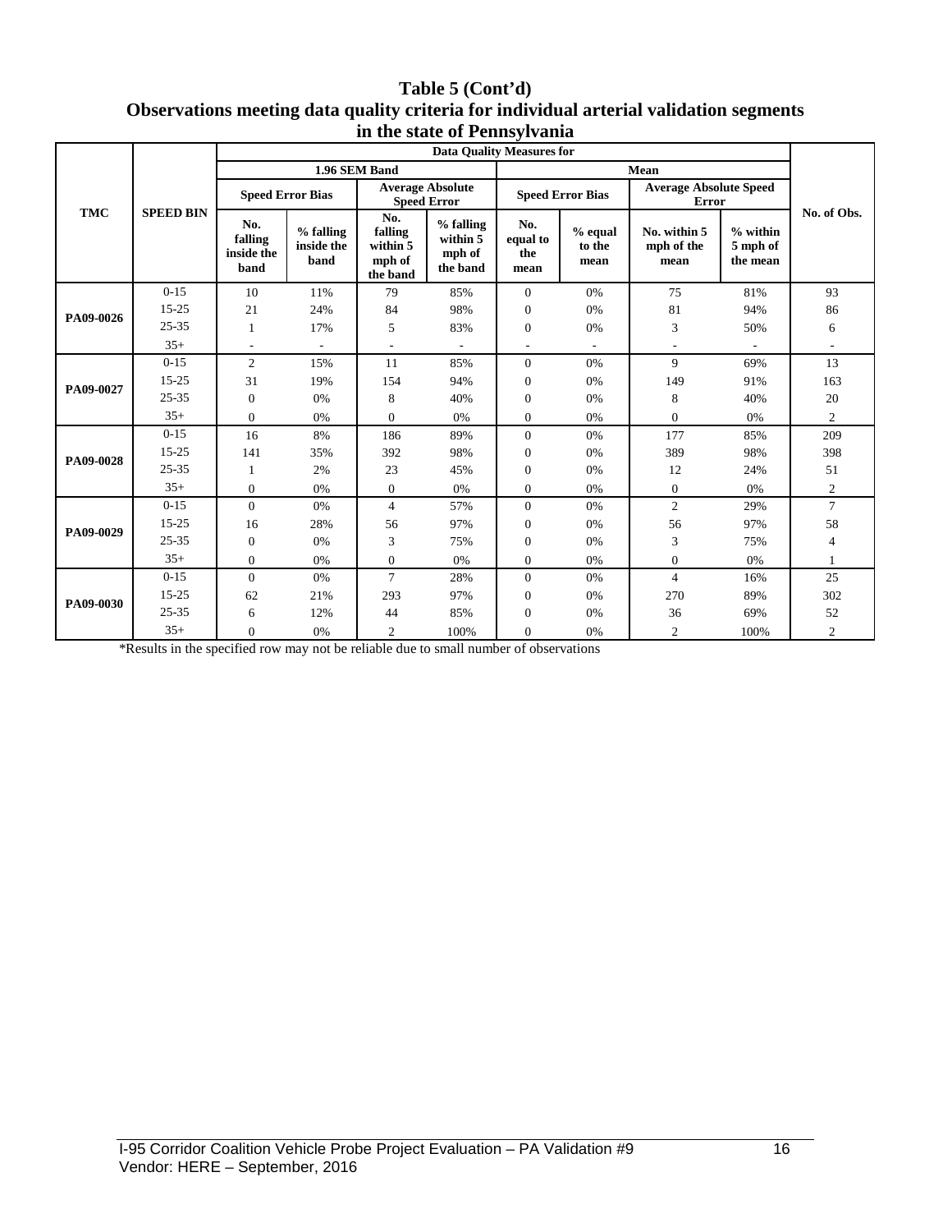# Table 5 (Cont'd)
## Observations meeting data quality criteria for individual arterial validation segments in the state of Pennsylvania

| TMC | SPEED BIN | Data Quality Measures for | | | | | | | | No. of Obs. |
|---|---|---|---|---|---|---|---|---|---|---|
| | | 1.96 SEM Band | | | | Mean | | | | |
| | | Speed Error Bias | | Average Absolute Speed Error | | Speed Error Bias | | Average Absolute Speed Error | | |
| | | No. falling inside the band | % falling inside the band | No. falling within 5 mph of the band | % falling within 5 mph of the band | No. equal to the mean | % equal to the mean | No. within 5 mph of the mean | % within 5 mph of the mean | |
| PA09-0026 | 0-15 | 10 | 11% | 79 | 85% | 0 | 0% | 75 | 81% | 93 |
| | 15-25 | 21 | 24% | 84 | 98% | 0 | 0% | 81 | 94% | 86 |
| | 25-35 | 1 | 17% | 5 | 83% | 0 | 0% | 3 | 50% | 6 |
| | 35+ | - | - | - | - | - | - | - | - | - |
| PA09-0027 | 0-15 | 2 | 15% | 11 | 85% | 0 | 0% | 9 | 69% | 13 |
| | 15-25 | 31 | 19% | 154 | 94% | 0 | 0% | 149 | 91% | 163 |
| | 25-35 | 0 | 0% | 8 | 40% | 0 | 0% | 8 | 40% | 20 |
| | 35+ | 0 | 0% | 0 | 0% | 0 | 0% | 0 | 0% | 2 |
| PA09-0028 | 0-15 | 16 | 8% | 186 | 89% | 0 | 0% | 177 | 85% | 209 |
| | 15-25 | 141 | 35% | 392 | 98% | 0 | 0% | 389 | 98% | 398 |
| | 25-35 | 1 | 2% | 23 | 45% | 0 | 0% | 12 | 24% | 51 |
| | 35+ | 0 | 0% | 0 | 0% | 0 | 0% | 0 | 0% | 2 |
| PA09-0029 | 0-15 | 0 | 0% | 4 | 57% | 0 | 0% | 2 | 29% | 7 |
| | 15-25 | 16 | 28% | 56 | 97% | 0 | 0% | 56 | 97% | 58 |
| | 25-35 | 0 | 0% | 3 | 75% | 0 | 0% | 3 | 75% | 4 |
| | 35+ | 0 | 0% | 0 | 0% | 0 | 0% | 0 | 0% | 1 |
| PA09-0030 | 0-15 | 0 | 0% | 7 | 28% | 0 | 0% | 4 | 16% | 25 |
| | 15-25 | 62 | 21% | 293 | 97% | 0 | 0% | 270 | 89% | 302 |
| | 25-35 | 6 | 12% | 44 | 85% | 0 | 0% | 36 | 69% | 52 |
| | 35+ | 0 | 0% | 2 | 100% | 0 | 0% | 2 | 100% | 2 |

*Results in the specified row may not be reliable due to small number of observations